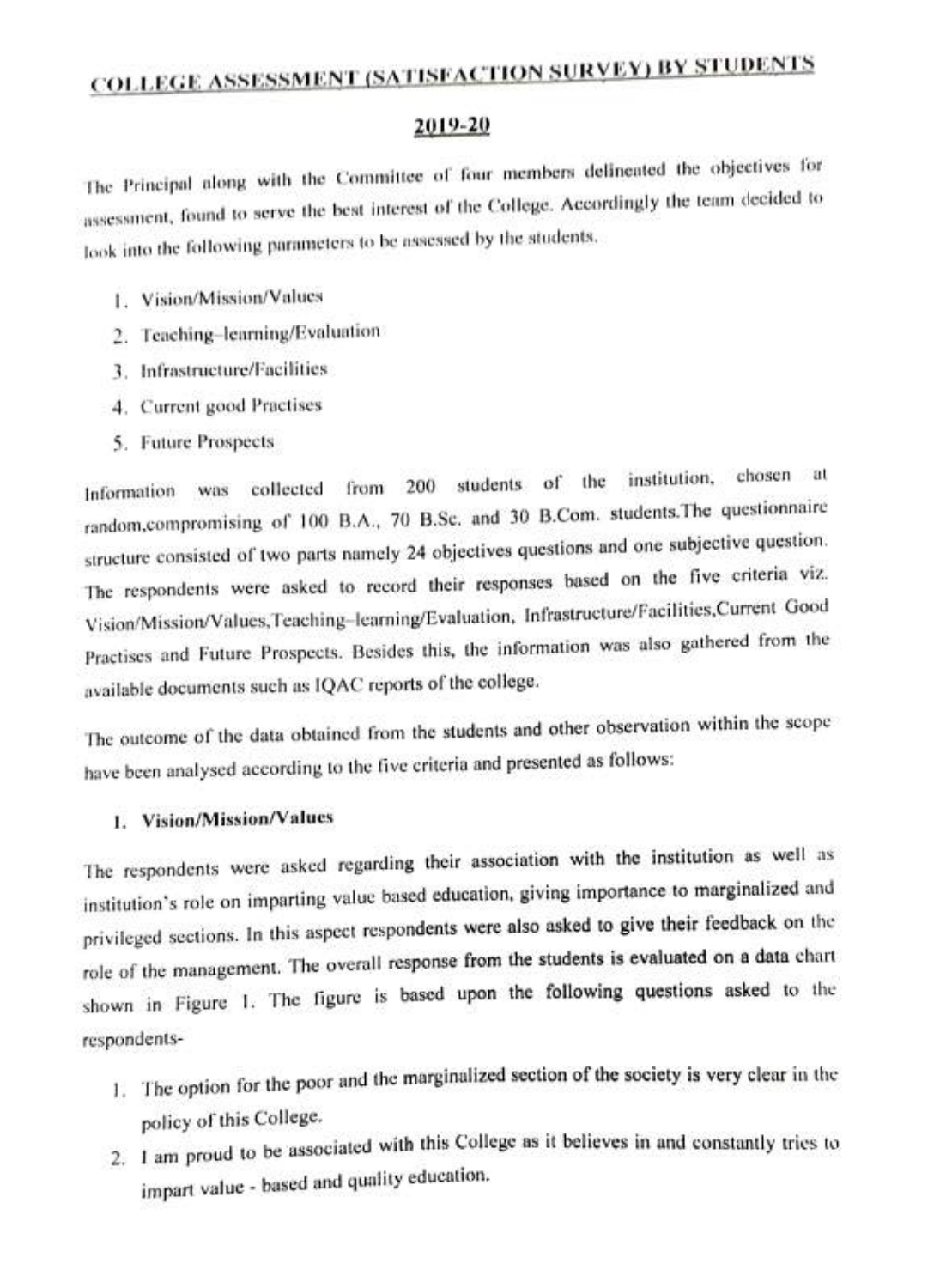# COLLEGE ASSESSMENT (SATISFACTION SURVEY) BY STUDENTS

## 2019-20

The Principal along with the Committee of four members delineated the objectives for assessment, found to serve the best interest of the College. Accordingly the team decided to look into the following parameters to be assessed by the students.

1. Vision/Mission/Values
2. Teaching–learning/Evaluation
3. Infrastructure/Facilities
4. Current good Practises
5. Future Prospects

Information was collected from 200 students of the institution, chosen at random,compromising of 100 B.A., 70 B.Sc. and 30 B.Com. students.The questionnaire structure consisted of two parts namely 24 objectives questions and one subjective question. The respondents were asked to record their responses based on the five criteria viz. Vision/Mission/Values,Teaching–learning/Evaluation, Infrastructure/Facilities,Current Good Practises and Future Prospects. Besides this, the information was also gathered from the available documents such as IQAC reports of the college.

The outcome of the data obtained from the students and other observation within the scope have been analysed according to the five criteria and presented as follows:

### 1. Vision/Mission/Values

The respondents were asked regarding their association with the institution as well as institution's role on imparting value based education, giving importance to marginalized and privileged sections. In this aspect respondents were also asked to give their feedback on the role of the management. The overall response from the students is evaluated on a data chart shown in Figure 1. The figure is based upon the following questions asked to the respondents-

1. The option for the poor and the marginalized section of the society is very clear in the policy of this College.
2. I am proud to be associated with this College as it believes in and constantly tries to impart value - based and quality education.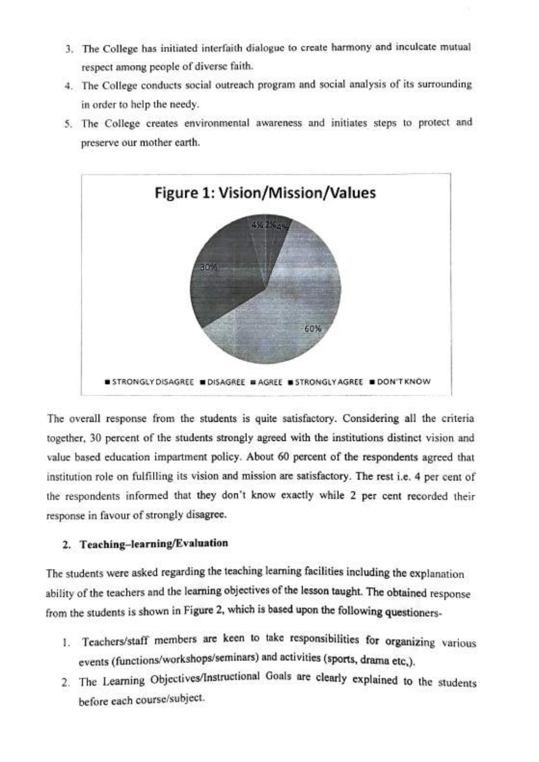3. The College has initiated interfaith dialogue to create harmony and inculcate mutual respect among people of diverse faith.
4. The College conducts social outreach program and social analysis of its surrounding in order to help the needy.
5. The College creates environmental awareness and initiates steps to protect and preserve our mother earth.

**Figure 1: Vision/Mission/Values**

■ STRONGLY DISAGREE ■ DISAGREE ■ AGREE ■ STRONGLY AGREE ■ DON'T KNOW

The overall response from the students is quite satisfactory. Considering all the criteria together, 30 percent of the students strongly agreed with the institutions distinct vision and value based education impartment policy. About 60 percent of the respondents agreed that institution role on fulfilling its vision and mission are satisfactory. The rest i.e. 4 per cent of the respondents informed that they don't know exactly while 2 per cent recorded their response in favour of strongly disagree.

## 2. Teaching–learning/Evaluation

The students were asked regarding the teaching learning facilities including the explanation ability of the teachers and the learning objectives of the lesson taught. The obtained response from the students is shown in Figure 2, which is based upon the following questioners-

1. Teachers/staff members are keen to take responsibilities for organizing various events (functions/workshops/seminars) and activities (sports, drama etc,).
2. The Learning Objectives/Instructional Goals are clearly explained to the students before each course/subject.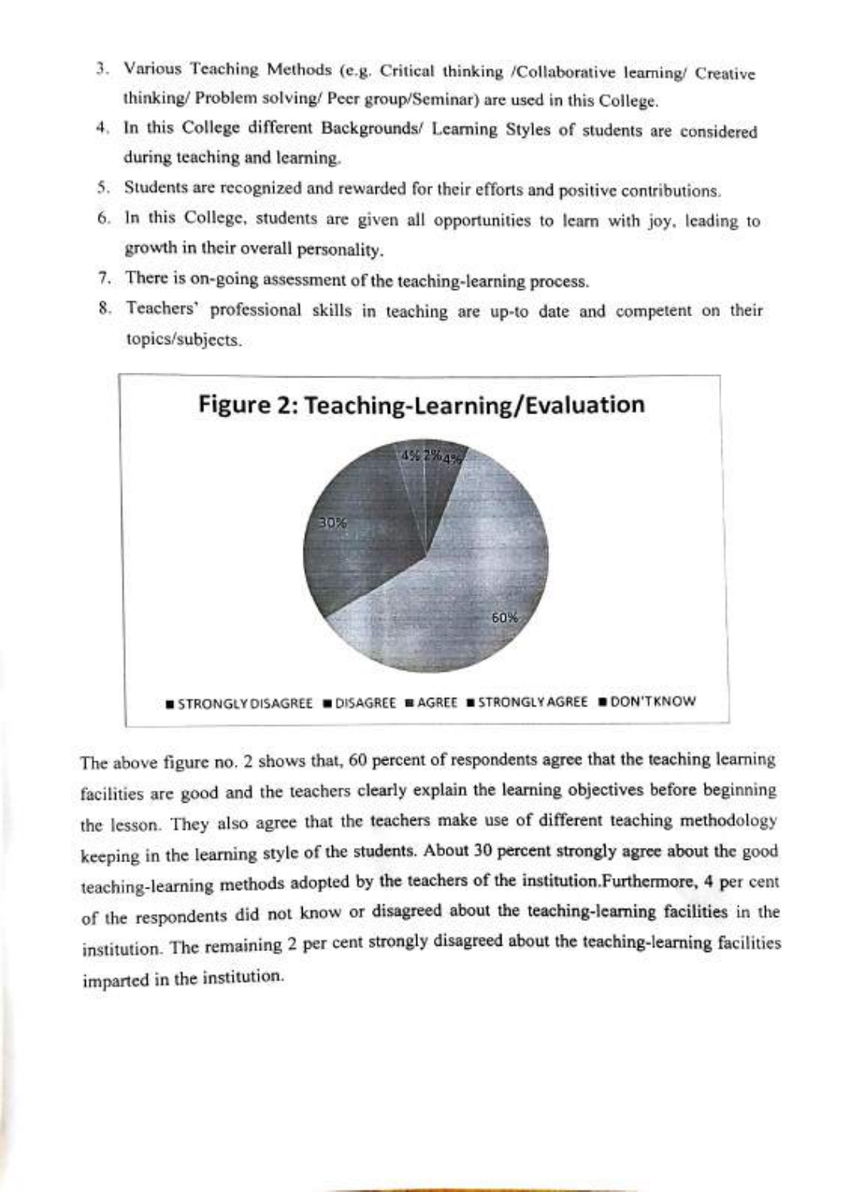3. Various Teaching Methods (e.g. Critical thinking /Collaborative learning/ Creative thinking/ Problem solving/ Peer group/Seminar) are used in this College.
4. In this College different Backgrounds/ Learning Styles of students are considered during teaching and learning.
5. Students are recognized and rewarded for their efforts and positive contributions.
6. In this College, students are given all opportunities to learn with joy, leading to growth in their overall personality.
7. There is on-going assessment of the teaching-learning process.
8. Teachers' professional skills in teaching are up-to date and competent on their topics/subjects.

**Figure 2: Teaching-Learning/Evaluation**

4% 2% 4% 30% 60%

■ STRONGLY DISAGREE ■ DISAGREE ■ AGREE ■ STRONGLY AGREE ■ DON'T KNOW

The above figure no. 2 shows that, 60 percent of respondents agree that the teaching learning facilities are good and the teachers clearly explain the learning objectives before beginning the lesson. They also agree that the teachers make use of different teaching methodology keeping in the learning style of the students. About 30 percent strongly agree about the good teaching-learning methods adopted by the teachers of the institution.Furthermore, 4 per cent of the respondents did not know or disagreed about the teaching-learning facilities in the institution. The remaining 2 per cent strongly disagreed about the teaching-learning facilities imparted in the institution.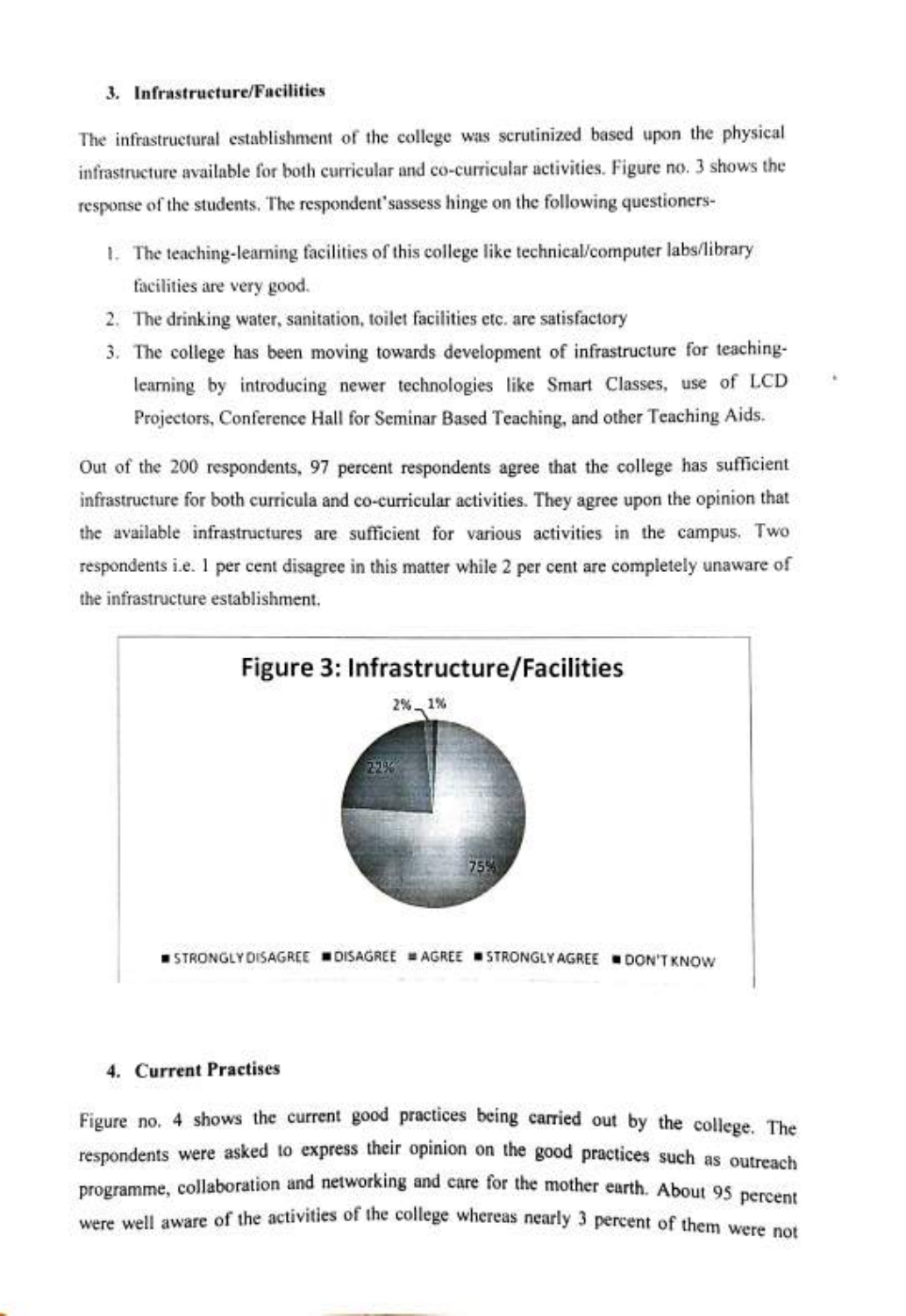### 3. Infrastructure/Facilities

The infrastructural establishment of the college was scrutinized based upon the physical infrastructure available for both curricular and co-curricular activities. Figure no. 3 shows the response of the students. The respondent'sassess hinge on the following questioners-

1. The teaching-learning facilities of this college like technical/computer labs/library facilities are very good.
2. The drinking water, sanitation, toilet facilities etc. are satisfactory
3. The college has been moving towards development of infrastructure for teaching-learning by introducing newer technologies like Smart Classes, use of LCD Projectors, Conference Hall for Seminar Based Teaching, and other Teaching Aids.

Out of the 200 respondents, 97 percent respondents agree that the college has sufficient infrastructure for both curricula and co-curricular activities. They agree upon the opinion that the available infrastructures are sufficient for various activities in the campus. Two respondents i.e. 1 per cent disagree in this matter while 2 per cent are completely unaware of the infrastructure establishment.

**Figure 3: Infrastructure/Facilities**

2% 1% 22% 75%

■ STRONGLY DISAGREE ■ DISAGREE ■ AGREE ■ STRONGLY AGREE ■ DON'T KNOW

### 4. Current Practises

Figure no. 4 shows the current good practices being carried out by the college. The respondents were asked to express their opinion on the good practices such as outreach programme, collaboration and networking and care for the mother earth. About 95 percent were well aware of the activities of the college whereas nearly 3 percent of them were not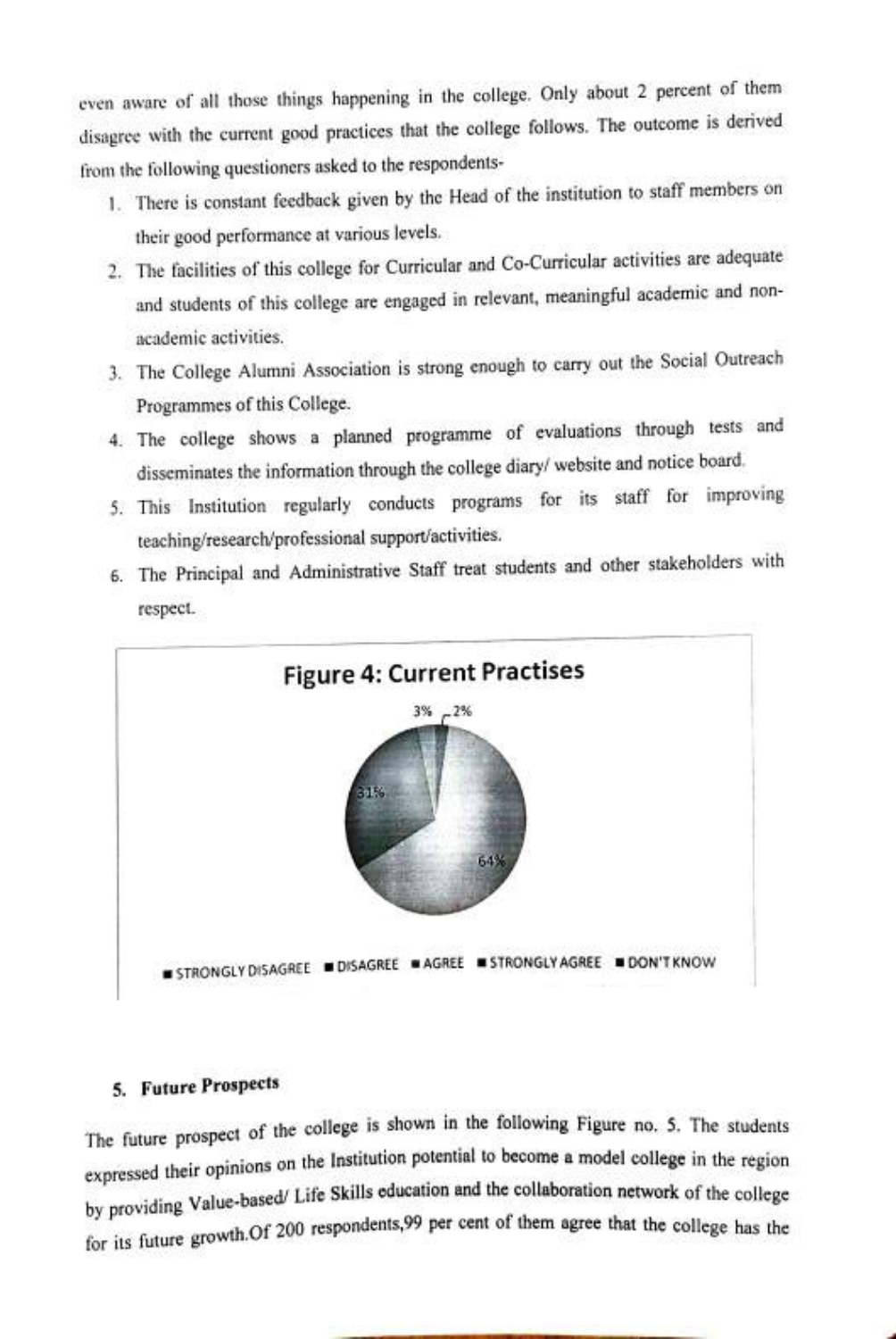even aware of all those things happening in the college. Only about 2 percent of them disagree with the current good practices that the college follows. The outcome is derived from the following questioners asked to the respondents-

1. There is constant feedback given by the Head of the institution to staff members on their good performance at various levels.
2. The facilities of this college for Curricular and Co-Curricular activities are adequate and students of this college are engaged in relevant, meaningful academic and non-academic activities.
3. The College Alumni Association is strong enough to carry out the Social Outreach Programmes of this College.
4. The college shows a planned programme of evaluations through tests and disseminates the information through the college diary/ website and notice board.
5. This Institution regularly conducts programs for its staff for improving teaching/research/professional support/activities.
6. The Principal and Administrative Staff treat students and other stakeholders with respect.

**Figure 4: Current Practises**

3% 2% 31% 64%

STRONGLY DISAGREE | DISAGREE | AGREE | STRONGLY AGREE | DON'T KNOW

### 5. Future Prospects

The future prospect of the college is shown in the following Figure no. 5. The students expressed their opinions on the Institution potential to become a model college in the region by providing Value-based/ Life Skills education and the collaboration network of the college for its future growth.Of 200 respondents,99 per cent of them agree that the college has the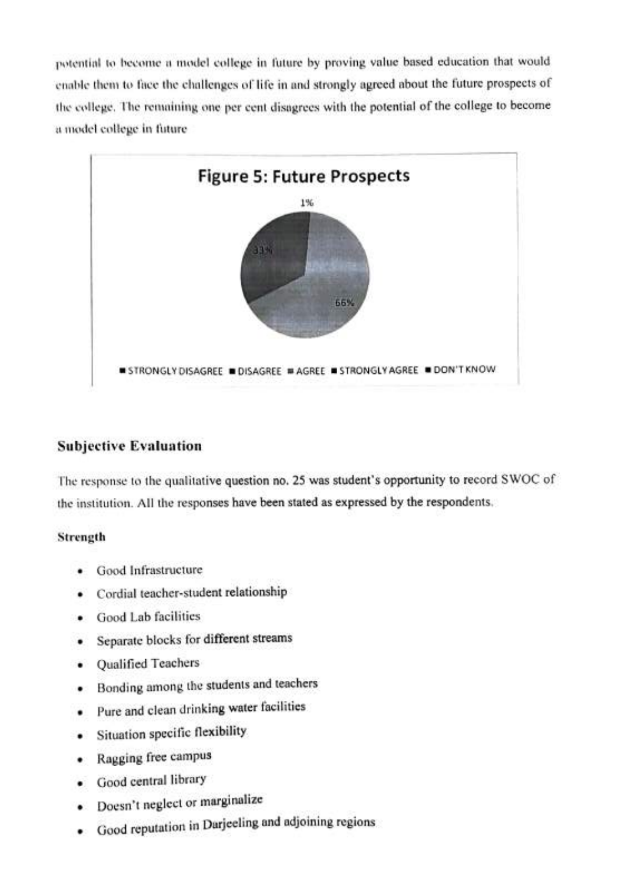potential to become a model college in future by proving value based education that would enable them to face the challenges of life in and strongly agreed about the future prospects of the college. The remaining one per cent disagrees with the potential of the college to become a model college in future

**Figure 5: Future Prospects**

1%

33%

66%

■ STRONGLY DISAGREE ■ DISAGREE ■ AGREE ■ STRONGLY AGREE ■ DON'T KNOW

### Subjective Evaluation

The response to the qualitative question no. 25 was student's opportunity to record SWOC of the institution. All the responses have been stated as expressed by the respondents.

#### Strength

- Good Infrastructure
- Cordial teacher-student relationship
- Good Lab facilities
- Separate blocks for different streams
- Qualified Teachers
- Bonding among the students and teachers
- Pure and clean drinking water facilities
- Situation specific flexibility
- Ragging free campus
- Good central library
- Doesn't neglect or marginalize
- Good reputation in Darjeeling and adjoining regions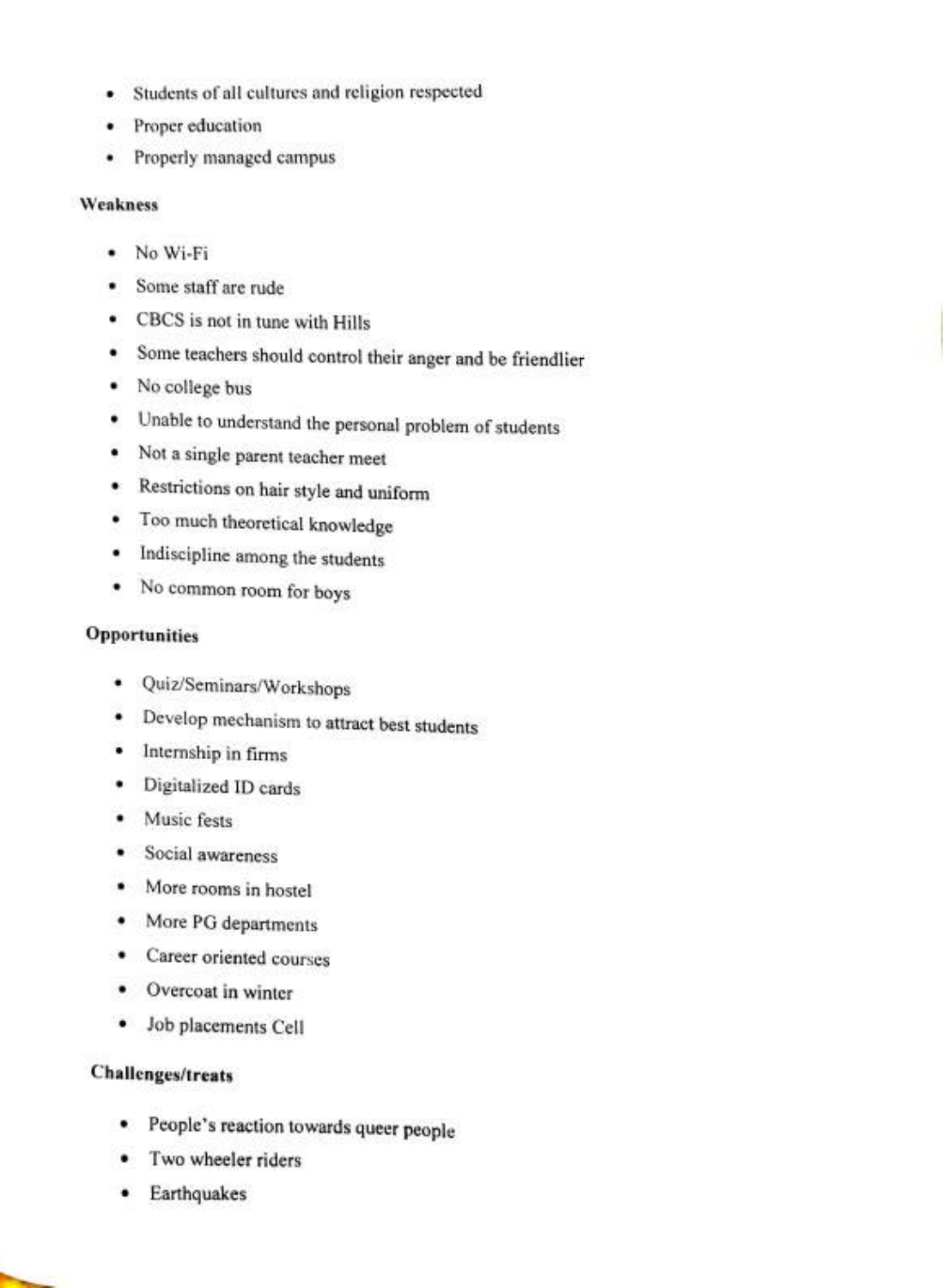- Students of all cultures and religion respected
- Proper education
- Properly managed campus

**Weakness**

- No Wi-Fi
- Some staff are rude
- CBCS is not in tune with Hills
- Some teachers should control their anger and be friendlier
- No college bus
- Unable to understand the personal problem of students
- Not a single parent teacher meet
- Restrictions on hair style and uniform
- Too much theoretical knowledge
- Indiscipline among the students
- No common room for boys

**Opportunities**

- Quiz/Seminars/Workshops
- Develop mechanism to attract best students
- Internship in firms
- Digitalized ID cards
- Music fests
- Social awareness
- More rooms in hostel
- More PG departments
- Career oriented courses
- Overcoat in winter
- Job placements Cell

**Challenges/treats**

- People's reaction towards queer people
- Two wheeler riders
- Earthquakes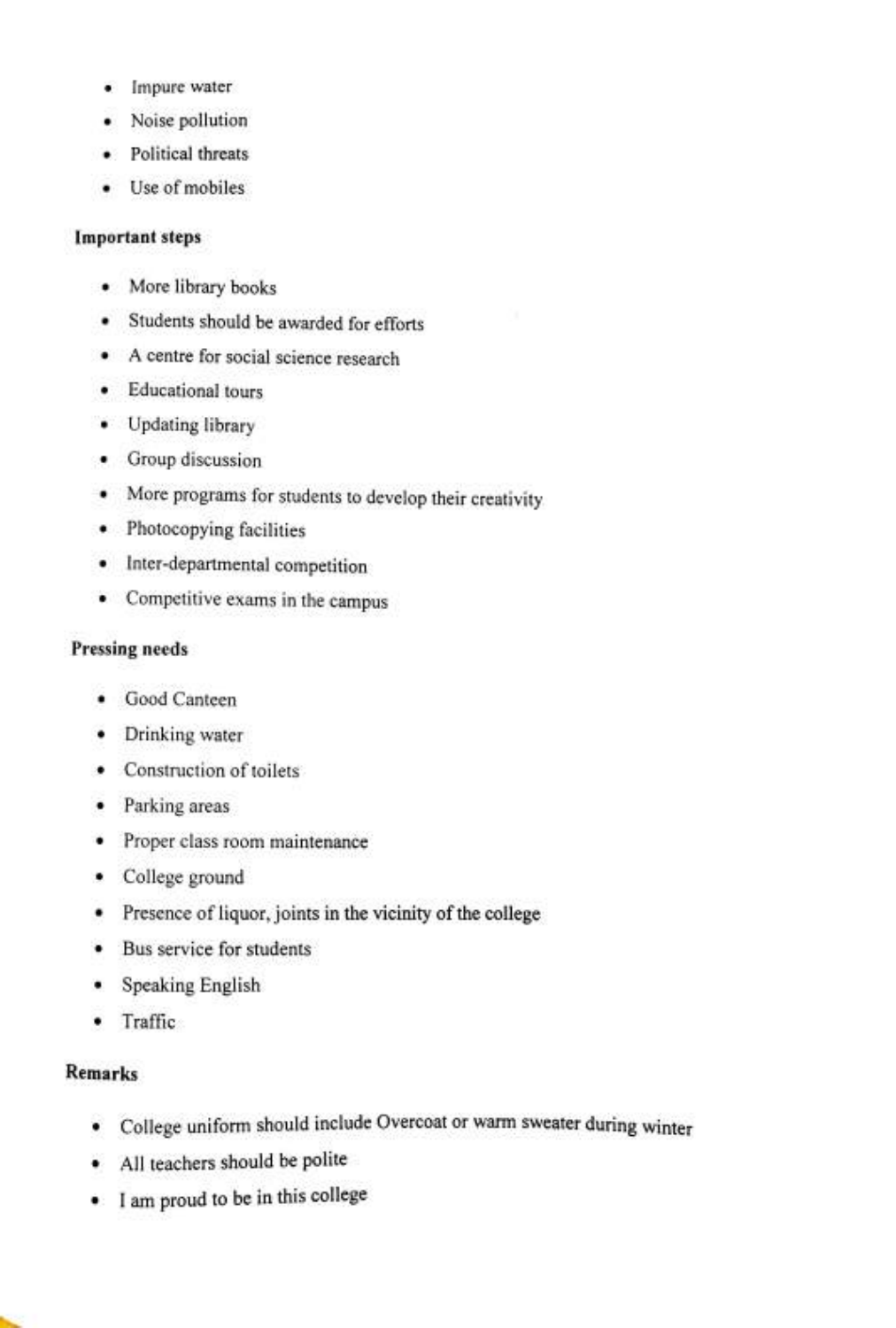- Impure water
- Noise pollution
- Political threats
- Use of mobiles

**Important steps**

- More library books
- Students should be awarded for efforts
- A centre for social science research
- Educational tours
- Updating library
- Group discussion
- More programs for students to develop their creativity
- Photocopying facilities
- Inter-departmental competition
- Competitive exams in the campus

**Pressing needs**

- Good Canteen
- Drinking water
- Construction of toilets
- Parking areas
- Proper class room maintenance
- College ground
- Presence of liquor, joints in the vicinity of the college
- Bus service for students
- Speaking English
- Traffic

**Remarks**

- College uniform should include Overcoat or warm sweater during winter
- All teachers should be polite
- I am proud to be in this college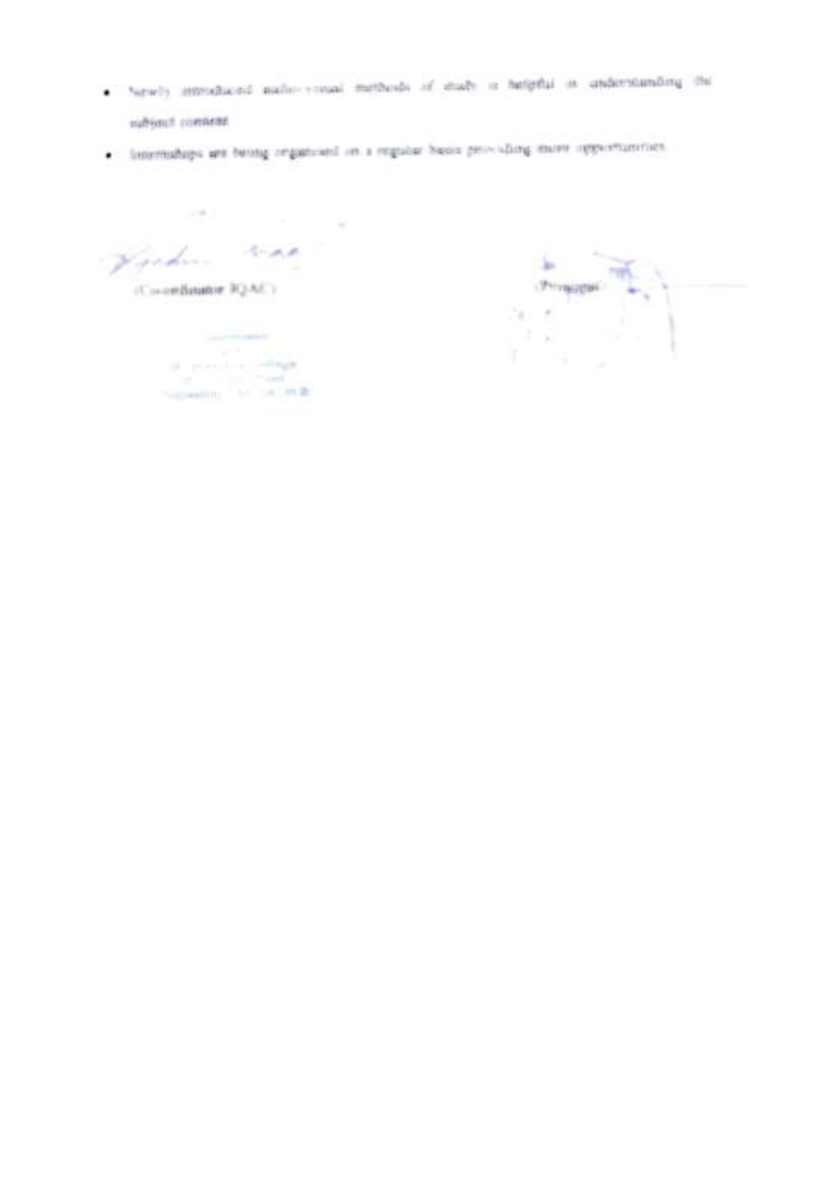- Newly introduced audio-visual methods of study is helpful in understanding the subject content.
- Internships are being organised on a regular basis providing more opportunities.

(Coordinator IQAC)

(Principal)